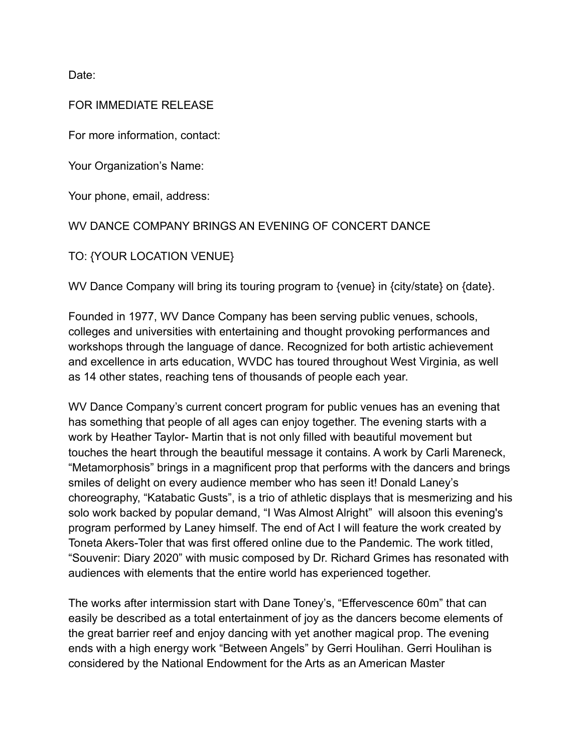Date:

FOR IMMEDIATE RELEASE

For more information, contact:

Your Organization's Name:

Your phone, email, address:

WV DANCE COMPANY BRINGS AN EVENING OF CONCERT DANCE

TO: {YOUR LOCATION VENUE}

WV Dance Company will bring its touring program to {venue} in {city/state} on {date}.

Founded in 1977, WV Dance Company has been serving public venues, schools, colleges and universities with entertaining and thought provoking performances and workshops through the language of dance. Recognized for both artistic achievement and excellence in arts education, WVDC has toured throughout West Virginia, as well as 14 other states, reaching tens of thousands of people each year.

WV Dance Company's current concert program for public venues has an evening that has something that people of all ages can enjoy together. The evening starts with a work by Heather Taylor- Martin that is not only filled with beautiful movement but touches the heart through the beautiful message it contains. A work by Carli Mareneck, "Metamorphosis" brings in a magnificent prop that performs with the dancers and brings smiles of delight on every audience member who has seen it! Donald Laney's choreography, "Katabatic Gusts", is a trio of athletic displays that is mesmerizing and his solo work backed by popular demand, "I Was Almost Alright" will alsoon this evening's program performed by Laney himself. The end of Act I will feature the work created by Toneta Akers-Toler that was first offered online due to the Pandemic. The work titled, "Souvenir: Diary 2020" with music composed by Dr. Richard Grimes has resonated with audiences with elements that the entire world has experienced together.

The works after intermission start with Dane Toney's, "Effervescence 60m" that can easily be described as a total entertainment of joy as the dancers become elements of the great barrier reef and enjoy dancing with yet another magical prop. The evening ends with a high energy work "Between Angels" by Gerri Houlihan. Gerri Houlihan is considered by the National Endowment for the Arts as an American Master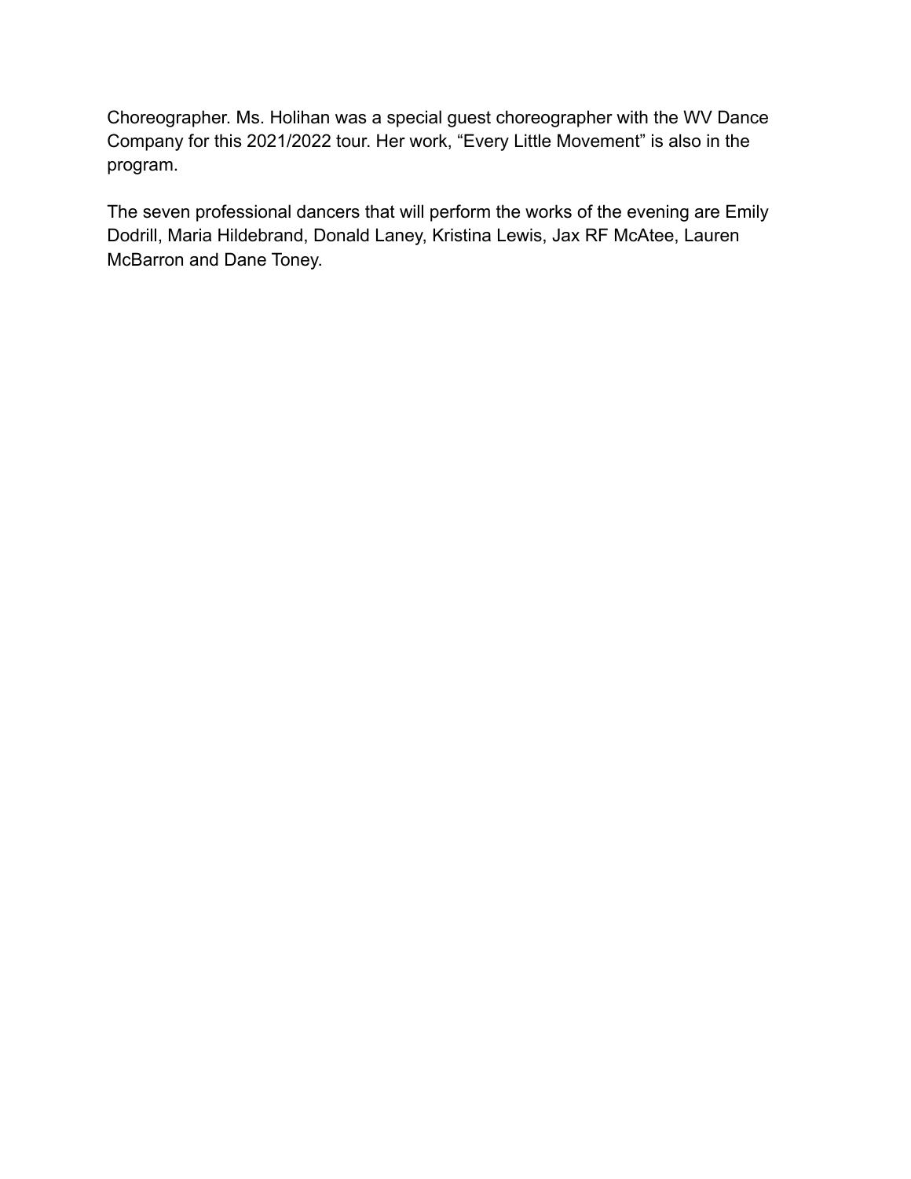Choreographer. Ms. Holihan was a special guest choreographer with the WV Dance Company for this 2021/2022 tour. Her work, "Every Little Movement" is also in the program.

The seven professional dancers that will perform the works of the evening are Emily Dodrill, Maria Hildebrand, Donald Laney, Kristina Lewis, Jax RF McAtee, Lauren McBarron and Dane Toney.